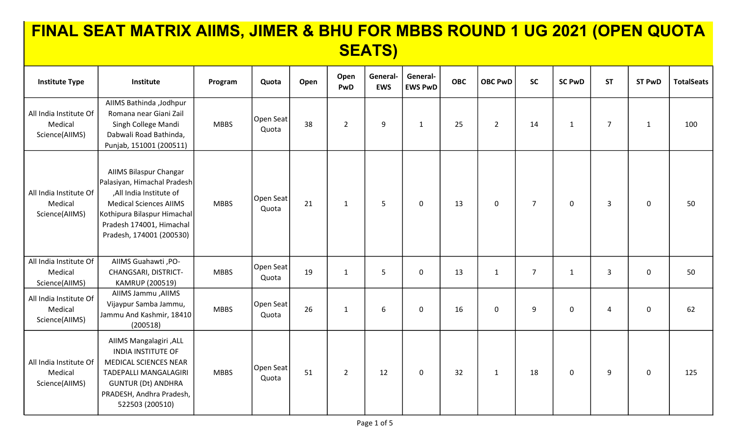# FINAL SEAT MATRIX AIIMS, JIMER & BHU FOR MBBS ROUND 1 UG 2021 (OPEN QUOTA SEATS)

| Institute Type | Institute | Program | Quota | Open | Open PwD | General-EWS | General-EWS PwD | OBC | OBC PwD | SC | SC PwD | ST | ST PwD | TotalSeats |
|---|---|---|---|---|---|---|---|---|---|---|---|---|---|---|
| All India Institute Of Medical Science(AIIMS) | AIIMS Bathinda ,Jodhpur Romana near Giani Zail Singh College Mandi Dabwali Road Bathinda, Punjab, 151001 (200511) | MBBS | Open Seat Quota | 38 | 2 | 9 | 1 | 25 | 2 | 14 | 1 | 7 | 1 | 100 |
| All India Institute Of Medical Science(AIIMS) | AIIMS Bilaspur Changar Palasiyan, Himachal Pradesh ,All India Institute of Medical Sciences AIIMS Kothipura Bilaspur Himachal Pradesh 174001, Himachal Pradesh, 174001 (200530) | MBBS | Open Seat Quota | 21 | 1 | 5 | 0 | 13 | 0 | 7 | 0 | 3 | 0 | 50 |
| All India Institute Of Medical Science(AIIMS) | AIIMS Guahawti ,PO-CHANGSARI, DISTRICT-KAMRUP (200519) | MBBS | Open Seat Quota | 19 | 1 | 5 | 0 | 13 | 1 | 7 | 1 | 3 | 0 | 50 |
| All India Institute Of Medical Science(AIIMS) | AIIMS Jammu ,AIIMS Vijaypur Samba Jammu, Jammu And Kashmir, 18410 (200518) | MBBS | Open Seat Quota | 26 | 1 | 6 | 0 | 16 | 0 | 9 | 0 | 4 | 0 | 62 |
| All India Institute Of Medical Science(AIIMS) | AIIMS Mangalagiri ,ALL INDIA INSTITUTE OF MEDICAL SCIENCES NEAR TADEPALLI MANGALAGIRI GUNTUR (Dt) ANDHRA PRADESH, Andhra Pradesh, 522503 (200510) | MBBS | Open Seat Quota | 51 | 2 | 12 | 0 | 32 | 1 | 18 | 0 | 9 | 0 | 125 |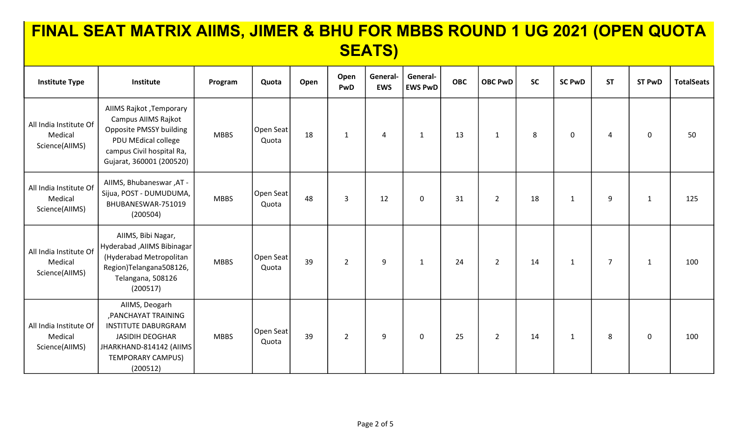# FINAL SEAT MATRIX AIIMS, JIMER & BHU FOR MBBS ROUND 1 UG 2021 (OPEN QUOTA SEATS)

| Institute Type | Institute | Program | Quota | Open | Open PwD | General-EWS | General-EWS PwD | OBC | OBC PwD | SC | SC PwD | ST | ST PwD | TotalSeats |
|---|---|---|---|---|---|---|---|---|---|---|---|---|---|---|
| All India Institute Of Medical Science(AIIMS) | AIIMS Rajkot ,Temporary Campus AIIMS Rajkot Opposite PMSSY building PDU MEdical college campus Civil hospital Ra, Gujarat, 360001 (200520) | MBBS | Open Seat Quota | 18 | 1 | 4 | 1 | 13 | 1 | 8 | 0 | 4 | 0 | 50 |
| All India Institute Of Medical Science(AIIMS) | AIIMS, Bhubaneswar ,AT - Sijua, POST - DUMUDUMA, BHUBANESWAR-751019 (200504) | MBBS | Open Seat Quota | 48 | 3 | 12 | 0 | 31 | 2 | 18 | 1 | 9 | 1 | 125 |
| All India Institute Of Medical Science(AIIMS) | AIIMS, Bibi Nagar, Hyderabad ,AIIMS Bibinagar (Hyderabad Metropolitan Region)Telangana508126, Telangana, 508126 (200517) | MBBS | Open Seat Quota | 39 | 2 | 9 | 1 | 24 | 2 | 14 | 1 | 7 | 1 | 100 |
| All India Institute Of Medical Science(AIIMS) | AIIMS, Deogarh ,PANCHAYAT TRAINING INSTITUTE DABURGRAM JASIDIH DEOGHAR JHARKHAND-814142 (AIIMS TEMPORARY CAMPUS) (200512) | MBBS | Open Seat Quota | 39 | 2 | 9 | 0 | 25 | 2 | 14 | 1 | 8 | 0 | 100 |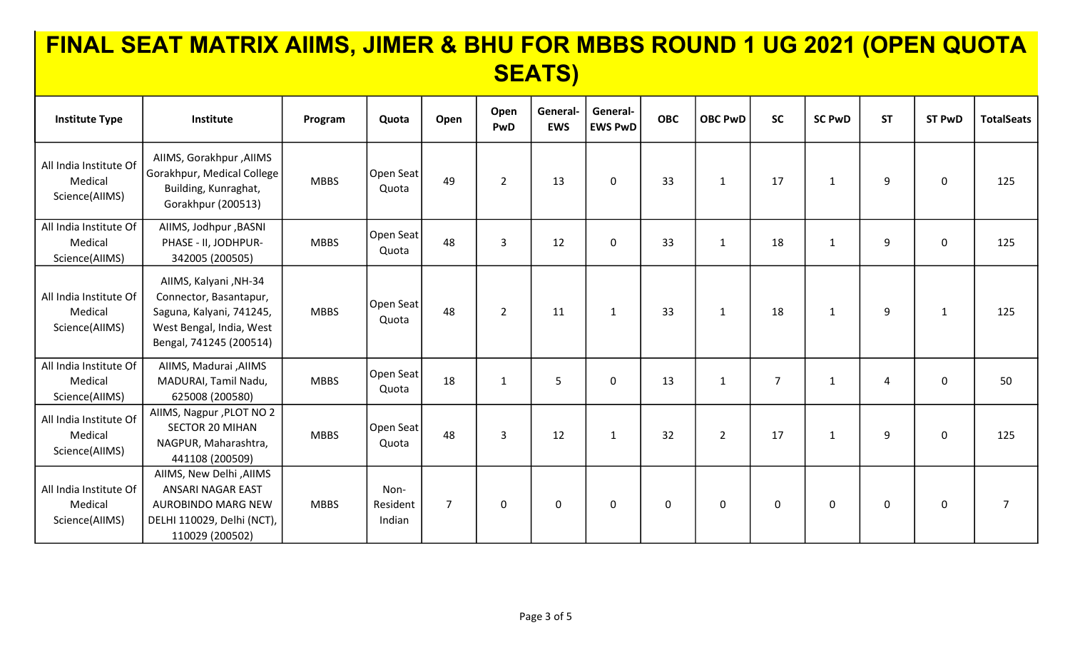# FINAL SEAT MATRIX AIIMS, JIMER & BHU FOR MBBS ROUND 1 UG 2021 (OPEN QUOTA SEATS)

| Institute Type | Institute | Program | Quota | Open | Open PwD | General-EWS | General-EWS PwD | OBC | OBC PwD | SC | SC PwD | ST | ST PwD | TotalSeats |
|---|---|---|---|---|---|---|---|---|---|---|---|---|---|---|
| All India Institute Of Medical Science(AIIMS) | AIIMS, Gorakhpur ,AIIMS Gorakhpur, Medical College Building, Kunraghat, Gorakhpur (200513) | MBBS | Open Seat Quota | 49 | 2 | 13 | 0 | 33 | 1 | 17 | 1 | 9 | 0 | 125 |
| All India Institute Of Medical Science(AIIMS) | AIIMS, Jodhpur ,BASNI PHASE - II, JODHPUR-342005 (200505) | MBBS | Open Seat Quota | 48 | 3 | 12 | 0 | 33 | 1 | 18 | 1 | 9 | 0 | 125 |
| All India Institute Of Medical Science(AIIMS) | AIIMS, Kalyani ,NH-34 Connector, Basantapur, Saguna, Kalyani, 741245, West Bengal, India, West Bengal, 741245 (200514) | MBBS | Open Seat Quota | 48 | 2 | 11 | 1 | 33 | 1 | 18 | 1 | 9 | 1 | 125 |
| All India Institute Of Medical Science(AIIMS) | AIIMS, Madurai ,AIIMS MADURAI, Tamil Nadu, 625008 (200580) | MBBS | Open Seat Quota | 18 | 1 | 5 | 0 | 13 | 1 | 7 | 1 | 4 | 0 | 50 |
| All India Institute Of Medical Science(AIIMS) | AIIMS, Nagpur ,PLOT NO 2 SECTOR 20 MIHAN NAGPUR, Maharashtra, 441108 (200509) | MBBS | Open Seat Quota | 48 | 3 | 12 | 1 | 32 | 2 | 17 | 1 | 9 | 0 | 125 |
| All India Institute Of Medical Science(AIIMS) | AIIMS, New Delhi ,AIIMS ANSARI NAGAR EAST AUROBINDO MARG NEW DELHI 110029, Delhi (NCT), 110029 (200502) | MBBS | Non-Resident Indian | 7 | 0 | 0 | 0 | 0 | 0 | 0 | 0 | 0 | 0 | 7 |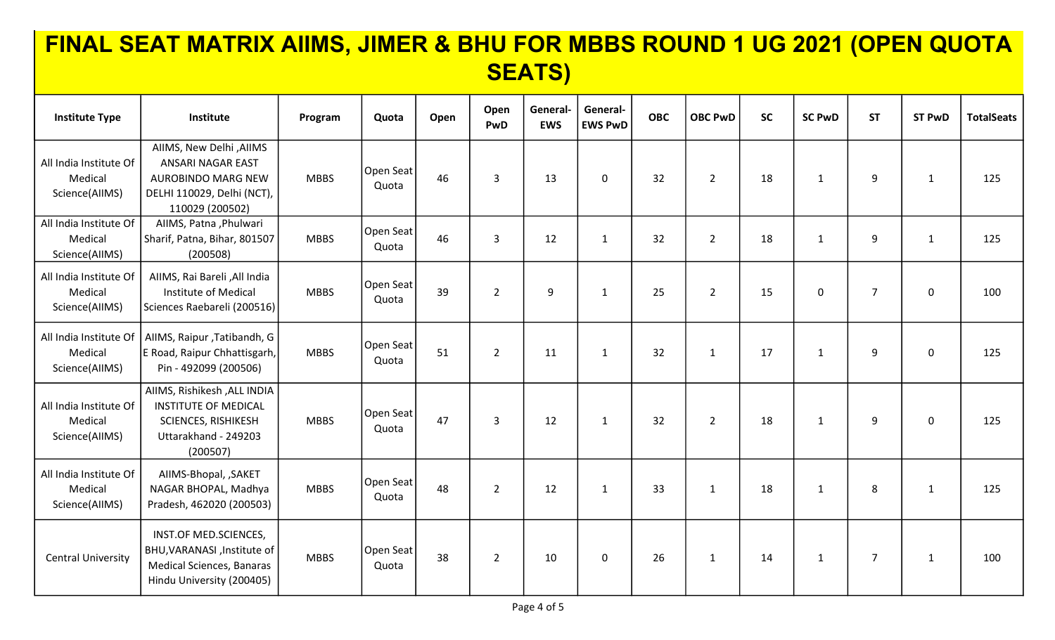# FINAL SEAT MATRIX AIIMS, JIMER & BHU FOR MBBS ROUND 1 UG 2021 (OPEN QUOTA SEATS)

| Institute Type | Institute | Program | Quota | Open | Open PwD | General-EWS | General-EWS PwD | OBC | OBC PwD | SC | SC PwD | ST | ST PwD | TotalSeats |
|---|---|---|---|---|---|---|---|---|---|---|---|---|---|---|
| All India Institute Of Medical Science(AIIMS) | AIIMS, New Delhi ,AIIMS ANSARI NAGAR EAST AUROBINDO MARG NEW DELHI 110029, Delhi (NCT), 110029 (200502) | MBBS | Open Seat Quota | 46 | 3 | 13 | 0 | 32 | 2 | 18 | 1 | 9 | 1 | 125 |
| All India Institute Of Medical Science(AIIMS) | AIIMS, Patna ,Phulwari Sharif, Patna, Bihar, 801507 (200508) | MBBS | Open Seat Quota | 46 | 3 | 12 | 1 | 32 | 2 | 18 | 1 | 9 | 1 | 125 |
| All India Institute Of Medical Science(AIIMS) | AIIMS, Rai Bareli ,All India Institute of Medical Sciences Raebareli (200516) | MBBS | Open Seat Quota | 39 | 2 | 9 | 1 | 25 | 2 | 15 | 0 | 7 | 0 | 100 |
| All India Institute Of Medical Science(AIIMS) | AIIMS, Raipur ,Tatibandh, G E Road, Raipur Chhattisgarh, Pin - 492099 (200506) | MBBS | Open Seat Quota | 51 | 2 | 11 | 1 | 32 | 1 | 17 | 1 | 9 | 0 | 125 |
| All India Institute Of Medical Science(AIIMS) | AIIMS, Rishikesh ,ALL INDIA INSTITUTE OF MEDICAL SCIENCES, RISHIKESH Uttarakhand - 249203 (200507) | MBBS | Open Seat Quota | 47 | 3 | 12 | 1 | 32 | 2 | 18 | 1 | 9 | 0 | 125 |
| All India Institute Of Medical Science(AIIMS) | AIIMS-Bhopal, ,SAKET NAGAR BHOPAL, Madhya Pradesh, 462020 (200503) | MBBS | Open Seat Quota | 48 | 2 | 12 | 1 | 33 | 1 | 18 | 1 | 8 | 1 | 125 |
| Central University | INST.OF MED.SCIENCES, BHU,VARANASI ,Institute of Medical Sciences, Banaras Hindu University (200405) | MBBS | Open Seat Quota | 38 | 2 | 10 | 0 | 26 | 1 | 14 | 1 | 7 | 1 | 100 |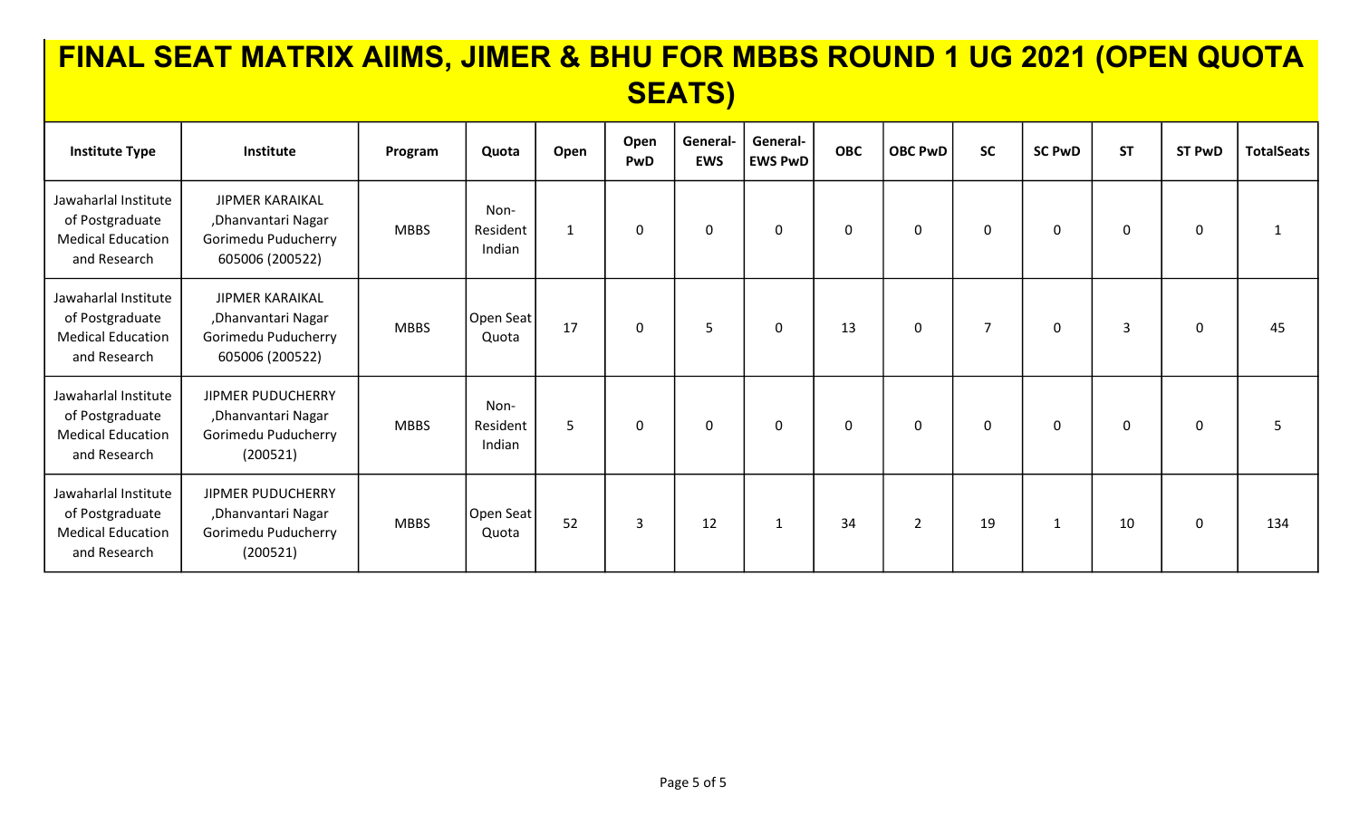# FINAL SEAT MATRIX AIIMS, JIMER & BHU FOR MBBS ROUND 1 UG 2021 (OPEN QUOTA SEATS)

| Institute Type | Institute | Program | Quota | Open | Open PwD | General-EWS | General-EWS PwD | OBC | OBC PwD | SC | SC PwD | ST | ST PwD | TotalSeats |
|---|---|---|---|---|---|---|---|---|---|---|---|---|---|---|
| Jawaharlal Institute of Postgraduate Medical Education and Research | JIPMER KARAIKAL ,Dhanvantari Nagar Gorimedu Puducherry 605006 (200522) | MBBS | Non-Resident Indian | 1 | 0 | 0 | 0 | 0 | 0 | 0 | 0 | 0 | 0 | 1 |
| Jawaharlal Institute of Postgraduate Medical Education and Research | JIPMER KARAIKAL ,Dhanvantari Nagar Gorimedu Puducherry 605006 (200522) | MBBS | Open Seat Quota | 17 | 0 | 5 | 0 | 13 | 0 | 7 | 0 | 3 | 0 | 45 |
| Jawaharlal Institute of Postgraduate Medical Education and Research | JIPMER PUDUCHERRY ,Dhanvantari Nagar Gorimedu Puducherry (200521) | MBBS | Non-Resident Indian | 5 | 0 | 0 | 0 | 0 | 0 | 0 | 0 | 0 | 0 | 5 |
| Jawaharlal Institute of Postgraduate Medical Education and Research | JIPMER PUDUCHERRY ,Dhanvantari Nagar Gorimedu Puducherry (200521) | MBBS | Open Seat Quota | 52 | 3 | 12 | 1 | 34 | 2 | 19 | 1 | 10 | 0 | 134 |